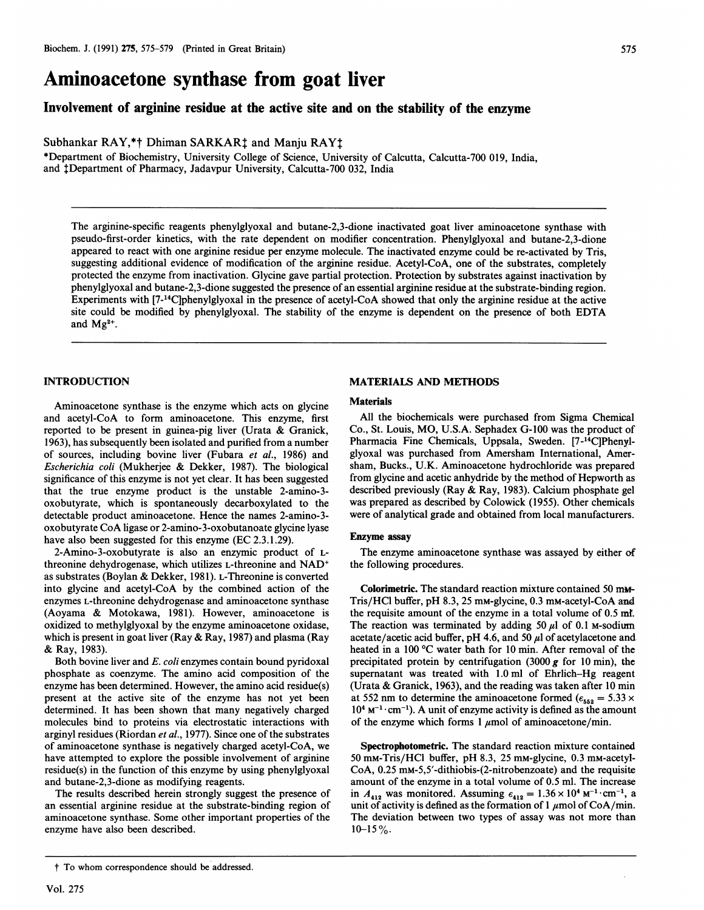# Aminoacetone synthase from goat liver

## Involvement of arginine residue at the active site and on the stability of the enzyme

Subhankar RAY,*† Dhiman SARKAR‡ and Manju RAY‡

*Department of Biochemistry, University College of Science, University of Calcutta, Calcutta-700 019, India, and ‡Department of Pharmacy, Jadavpur University, Calcutta-700 032, India

The arginine-specific reagents phenylglyoxal and butane-2,3-dione inactivated goat liver aminoacetone synthase with pseudo-first-order kinetics, with the rate dependent on modifier concentration. Phenylglyoxal and butane-2,3-dione appeared to react with one arginine residue per enzyme molecule. The inactivated enzyme could be re-activated by Tris, suggesting additional evidence of modification of the arginine residue. Acetyl-CoA, one of the substrates, completely protected the enzyme from inactivation. Glycine gave partial protection. Protection by substrates against inactivation by phenylglyoxal and butane-2,3-dione suggested the presence of an essential arginine residue at the substrate-binding region. Experiments with [7-$^{14}$C]phenylglyoxal in the presence of acetyl-CoA showed that only the arginine residue at the active site could be modified by phenylglyoxal. The stability of the enzyme is dependent on the presence of both EDTA and $Mg^{2+}$.

## INTRODUCTION

Aminoacetone synthase is the enzyme which acts on glycine and acetyl-CoA to form aminoacetone. This enzyme, first reported to be present in guinea-pig liver (Urata & Granick, 1963), has subsequently been isolated and purified from a number of sources, including bovine liver (Fubara *et al.*, 1986) and *Escherichia coli* (Mukherjee & Dekker, 1987). The biological significance of this enzyme is not yet clear. It has been suggested that the true enzyme product is the unstable 2-amino-3-oxobutyrate, which is spontaneously decarboxylated to the detectable product aminoacetone. Hence the names 2-amino-3-oxobutyrate CoA ligase or 2-amino-3-oxobutanoate glycine lyase have also been suggested for this enzyme (EC 2.3.1.29).

2-Amino-3-oxobutyrate is also an enzymic product of L-threonine dehydrogenase, which utilizes L-threonine and $NAD^+$ as substrates (Boylan & Dekker, 1981). L-Threonine is converted into glycine and acetyl-CoA by the combined action of the enzymes L-threonine dehydrogenase and aminoacetone synthase (Aoyama & Motokawa, 1981). However, aminoacetone is oxidized to methylglyoxal by the enzyme aminoacetone oxidase, which is present in goat liver (Ray & Ray, 1987) and plasma (Ray & Ray, 1983).

Both bovine liver and *E. coli* enzymes contain bound pyridoxal phosphate as coenzyme. The amino acid composition of the enzyme has been determined. However, the amino acid residue(s) present at the active site of the enzyme has not yet been determined. It has been shown that many negatively charged molecules bind to proteins via electrostatic interactions with arginyl residues (Riordan *et al.*, 1977). Since one of the substrates of aminoacetone synthase is negatively charged acetyl-CoA, we have attempted to explore the possible involvement of arginine residue(s) in the function of this enzyme by using phenylglyoxal and butane-2,3-dione as modifying reagents.

The results described herein strongly suggest the presence of an essential arginine residue at the substrate-binding region of aminoacetone synthase. Some other important properties of the enzyme have also been described.

## MATERIALS AND METHODS

### Materials

All the biochemicals were purchased from Sigma Chemical Co., St. Louis, MO, U.S.A. Sephadex G-100 was the product of Pharmacia Fine Chemicals, Uppsala, Sweden. [7-$^{14}$C]Phenylglyoxal was purchased from Amersham International, Amersham, Bucks., U.K. Aminoacetone hydrochloride was prepared from glycine and acetic anhydride by the method of Hepworth as described previously (Ray & Ray, 1983). Calcium phosphate gel was prepared as described by Colowick (1955). Other chemicals were of analytical grade and obtained from local manufacturers.

### Enzyme assay

The enzyme aminoacetone synthase was assayed by either of the following procedures.

**Colorimetric.** The standard reaction mixture contained 50 mM-Tris/HCl buffer, pH 8.3, 25 mM-glycine, 0.3 mM-acetyl-CoA and the requisite amount of the enzyme in a total volume of 0.5 ml. The reaction was terminated by adding 50 μl of 0.1 M-sodium acetate/acetic acid buffer, pH 4.6, and 50 μl of acetylacetone and heated in a 100 °C water bath for 10 min. After removal of the precipitated protein by centrifugation (3000 *g* for 10 min), the supernatant was treated with 1.0 ml of Ehrlich–Hg reagent (Urata & Granick, 1963), and the reading was taken after 10 min at 552 nm to determine the aminoacetone formed ($\epsilon_{552} = 5.33 \times 10^4$ $M^{-1} \cdot cm^{-1}$). A unit of enzyme activity is defined as the amount of the enzyme which forms 1 μmol of aminoacetone/min.

**Spectrophotometric.** The standard reaction mixture contained 50 mM-Tris/HCl buffer, pH 8.3, 25 mM-glycine, 0.3 mM-acetyl-CoA, 0.25 mM-5,5′-dithiobis-(2-nitrobenzoate) and the requisite amount of the enzyme in a total volume of 0.5 ml. The increase in $A_{412}$ was monitored. Assuming $\epsilon_{412} = 1.36 \times 10^4$ $M^{-1} \cdot cm^{-1}$, a unit of activity is defined as the formation of 1 μmol of CoA/min. The deviation between two types of assay was not more than 10–15 %.

† To whom correspondence should be addressed.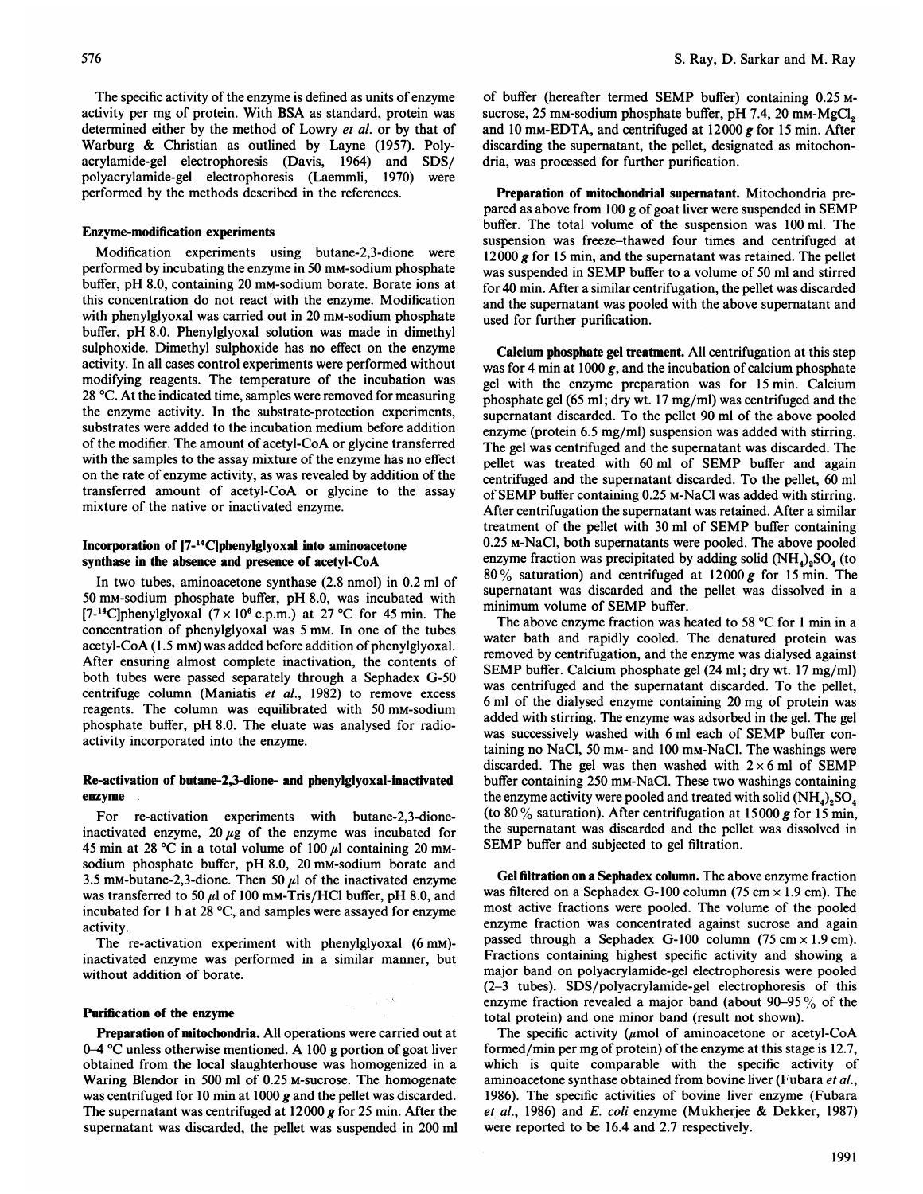The specific activity of the enzyme is defined as units of enzyme activity per mg of protein. With BSA as standard, protein was determined either by the method of Lowry *et al.* or by that of Warburg & Christian as outlined by Layne (1957). Polyacrylamide-gel electrophoresis (Davis, 1964) and SDS/polyacrylamide-gel electrophoresis (Laemmli, 1970) were performed by the methods described in the references.

### Enzyme-modification experiments

Modification experiments using butane-2,3-dione were performed by incubating the enzyme in 50 mM-sodium phosphate buffer, pH 8.0, containing 20 mM-sodium borate. Borate ions at this concentration do not react with the enzyme. Modification with phenylglyoxal was carried out in 20 mM-sodium phosphate buffer, pH 8.0. Phenylglyoxal solution was made in dimethyl sulphoxide. Dimethyl sulphoxide has no effect on the enzyme activity. In all cases control experiments were performed without modifying reagents. The temperature of the incubation was 28 °C. At the indicated time, samples were removed for measuring the enzyme activity. In the substrate-protection experiments, substrates were added to the incubation medium before addition of the modifier. The amount of acetyl-CoA or glycine transferred with the samples to the assay mixture of the enzyme has no effect on the rate of enzyme activity, as was revealed by addition of the transferred amount of acetyl-CoA or glycine to the assay mixture of the native or inactivated enzyme.

### Incorporation of [7-$^{14}$C]phenylglyoxal into aminoacetone synthase in the absence and presence of acetyl-CoA

In two tubes, aminoacetone synthase (2.8 nmol) in 0.2 ml of 50 mM-sodium phosphate buffer, pH 8.0, was incubated with [7-$^{14}$C]phenylglyoxal ($7 \times 10^6$ c.p.m.) at 27 °C for 45 min. The concentration of phenylglyoxal was 5 mM. In one of the tubes acetyl-CoA (1.5 mM) was added before addition of phenylglyoxal. After ensuring almost complete inactivation, the contents of both tubes were passed separately through a Sephadex G-50 centrifuge column (Maniatis *et al.*, 1982) to remove excess reagents. The column was equilibrated with 50 mM-sodium phosphate buffer, pH 8.0. The eluate was analysed for radioactivity incorporated into the enzyme.

### Re-activation of butane-2,3-dione- and phenylglyoxal-inactivated enzyme

For re-activation experiments with butane-2,3-dione-inactivated enzyme, 20 $\mu$g of the enzyme was incubated for 45 min at 28 °C in a total volume of 100 $\mu$l containing 20 mM-sodium phosphate buffer, pH 8.0, 20 mM-sodium borate and 3.5 mM-butane-2,3-dione. Then 50 $\mu$l of the inactivated enzyme was transferred to 50 $\mu$l of 100 mM-Tris/HCl buffer, pH 8.0, and incubated for 1 h at 28 °C, and samples were assayed for enzyme activity.

The re-activation experiment with phenylglyoxal (6 mM)-inactivated enzyme was performed in a similar manner, but without addition of borate.

### Purification of the enzyme

**Preparation of mitochondria.** All operations were carried out at 0–4 °C unless otherwise mentioned. A 100 g portion of goat liver obtained from the local slaughterhouse was homogenized in a Waring Blendor in 500 ml of 0.25 M-sucrose. The homogenate was centrifuged for 10 min at 1000 *g* and the pellet was discarded. The supernatant was centrifuged at 12000 *g* for 25 min. After the supernatant was discarded, the pellet was suspended in 200 ml of buffer (hereafter termed SEMP buffer) containing 0.25 M-sucrose, 25 mM-sodium phosphate buffer, pH 7.4, 20 mM-$MgCl_2$ and 10 mM-EDTA, and centrifuged at 12000 *g* for 15 min. After discarding the supernatant, the pellet, designated as mitochondria, was processed for further purification.

**Preparation of mitochondrial supernatant.** Mitochondria prepared as above from 100 g of goat liver were suspended in SEMP buffer. The total volume of the suspension was 100 ml. The suspension was freeze–thawed four times and centrifuged at 12000 *g* for 15 min, and the supernatant was retained. The pellet was suspended in SEMP buffer to a volume of 50 ml and stirred for 40 min. After a similar centrifugation, the pellet was discarded and the supernatant was pooled with the above supernatant and used for further purification.

**Calcium phosphate gel treatment.** All centrifugation at this step was for 4 min at 1000 *g*, and the incubation of calcium phosphate gel with the enzyme preparation was for 15 min. Calcium phosphate gel (65 ml; dry wt. 17 mg/ml) was centrifuged and the supernatant discarded. To the pellet 90 ml of the above pooled enzyme (protein 6.5 mg/ml) suspension was added with stirring. The gel was centrifuged and the supernatant was discarded. The pellet was treated with 60 ml of SEMP buffer and again centrifuged and the supernatant discarded. To the pellet, 60 ml of SEMP buffer containing 0.25 M-NaCl was added with stirring. After centrifugation the supernatant was retained. After a similar treatment of the pellet with 30 ml of SEMP buffer containing 0.25 M-NaCl, both supernatants were pooled. The above pooled enzyme fraction was precipitated by adding solid $(NH_4)_2SO_4$ (to 80% saturation) and centrifuged at 12000 *g* for 15 min. The supernatant was discarded and the pellet was dissolved in a minimum volume of SEMP buffer.

The above enzyme fraction was heated to 58 °C for 1 min in a water bath and rapidly cooled. The denatured protein was removed by centrifugation, and the enzyme was dialysed against SEMP buffer. Calcium phosphate gel (24 ml; dry wt. 17 mg/ml) was centrifuged and the supernatant discarded. To the pellet, 6 ml of the dialysed enzyme containing 20 mg of protein was added with stirring. The enzyme was adsorbed in the gel. The gel was successively washed with 6 ml each of SEMP buffer containing no NaCl, 50 mM- and 100 mM-NaCl. The washings were discarded. The gel was then washed with $2 \times 6$ ml of SEMP buffer containing 250 mM-NaCl. These two washings containing the enzyme activity were pooled and treated with solid $(NH_4)_2SO_4$ (to 80% saturation). After centrifugation at 15000 *g* for 15 min, the supernatant was discarded and the pellet was dissolved in SEMP buffer and subjected to gel filtration.

**Gel filtration on a Sephadex column.** The above enzyme fraction was filtered on a Sephadex G-100 column (75 cm × 1.9 cm). The most active fractions were pooled. The volume of the pooled enzyme fraction was concentrated against sucrose and again passed through a Sephadex G-100 column (75 cm × 1.9 cm). Fractions containing highest specific activity and showing a major band on polyacrylamide-gel electrophoresis were pooled (2–3 tubes). SDS/polyacrylamide-gel electrophoresis of this enzyme fraction revealed a major band (about 90–95% of the total protein) and one minor band (result not shown).

The specific activity ($\mu$mol of aminoacetone or acetyl-CoA formed/min per mg of protein) of the enzyme at this stage is 12.7, which is quite comparable with the specific activity of aminoacetone synthase obtained from bovine liver (Fubara *et al.*, 1986). The specific activities of bovine liver enzyme (Fubara *et al.*, 1986) and *E. coli* enzyme (Mukherjee & Dekker, 1987) were reported to be 16.4 and 2.7 respectively.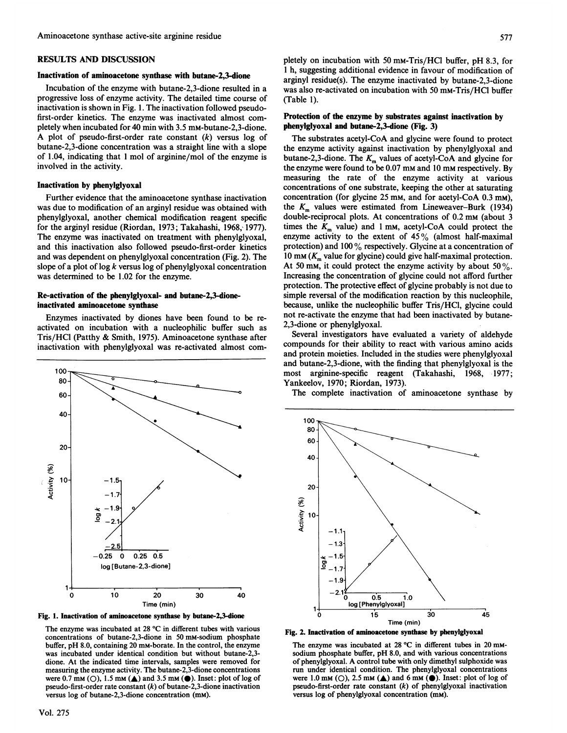## RESULTS AND DISCUSSION

### Inactivation of aminoacetone synthase with butane-2,3-dione

Incubation of the enzyme with butane-2,3-dione resulted in a progressive loss of enzyme activity. The detailed time course of inactivation is shown in Fig. 1. The inactivation followed pseudo-first-order kinetics. The enzyme was inactivated almost completely when incubated for 40 min with 3.5 mM-butane-2,3-dione. A plot of pseudo-first-order rate constant ($k$) versus log of butane-2,3-dione concentration was a straight line with a slope of 1.04, indicating that 1 mol of arginine/mol of the enzyme is involved in the activity.

### Inactivation by phenylglyoxal

Further evidence that the aminoacetone synthase inactivation was due to modification of an arginyl residue was obtained with phenylglyoxal, another chemical modification reagent specific for the arginyl residue (Riordan, 1973; Takahashi, 1968, 1977). The enzyme was inactivated on treatment with phenylglyoxal, and this inactivation also followed pseudo-first-order kinetics and was dependent on phenylglyoxal concentration (Fig. 2). The slope of a plot of log $k$ versus log of phenylglyoxal concentration was determined to be 1.02 for the enzyme.

### Re-activation of the phenylglyoxal- and butane-2,3-dione-inactivated aminoacetone synthase

Enzymes inactivated by diones have been found to be re-activated on incubation with a nucleophilic buffer such as Tris/HCl (Patthy & Smith, 1975). Aminoacetone synthase after inactivation with phenylglyoxal was re-activated almost completely on incubation with 50 mM-Tris/HCl buffer, pH 8.3, for 1 h, suggesting additional evidence in favour of modification of arginyl residue(s). The enzyme inactivated by butane-2,3-dione was also re-activated on incubation with 50 mM-Tris/HCl buffer (Table 1).

### Protection of the enzyme by substrates against inactivation by phenylglyoxal and butane-2,3-dione (Fig. 3)

The substrates acetyl-CoA and glycine were found to protect the enzyme activity against inactivation by phenylglyoxal and butane-2,3-dione. The $K_m$ values of acetyl-CoA and glycine for the enzyme were found to be 0.07 mM and 10 mM respectively. By measuring the rate of the enzyme activity at various concentrations of one substrate, keeping the other at saturating concentration (for glycine 25 mM, and for acetyl-CoA 0.3 mM), the $K_m$ values were estimated from Lineweaver–Burk (1934) double-reciprocal plots. At concentrations of 0.2 mM (about 3 times the $K_m$ value) and 1 mM, acetyl-CoA could protect the enzyme activity to the extent of 45% (almost half-maximal protection) and 100% respectively. Glycine at a concentration of 10 mM ($K_m$ value for glycine) could give half-maximal protection. At 50 mM, it could protect the enzyme activity by about 50%. Increasing the concentration of glycine could not afford further protection. The protective effect of glycine probably is not due to simple reversal of the modification reaction by this nucleophile, because, unlike the nucleophilic buffer Tris/HCl, glycine could not re-activate the enzyme that had been inactivated by butane-2,3-dione or phenylglyoxal.

Several investigators have evaluated a variety of aldehyde compounds for their ability to react with various amino acids and protein moieties. Included in the studies were phenylglyoxal and butane-2,3-dione, with the finding that phenylglyoxal is the most arginine-specific reagent (Takahashi, 1968, 1977; Yankeelov, 1970; Riordan, 1973).

The complete inactivation of aminoacetone synthase by

**Fig. 1. Inactivation of aminoacetone synthase by butane-2,3-dione**

The enzyme was incubated at 28 °C in different tubes with various concentrations of butane-2,3-dione in 50 mM-sodium phosphate buffer, pH 8.0, containing 20 mM-borate. In the control, the enzyme was incubated under identical condition but without butane-2,3-dione. At the indicated time intervals, samples were removed for measuring the enzyme activity. The butane-2,3-dione concentrations were 0.7 mM (○), 1.5 mM (▲) and 3.5 mM (●). Inset: plot of log of pseudo-first-order rate constant ($k$) of butane-2,3-dione inactivation versus log of butane-2,3-dione concentration (mM).

**Fig. 2. Inactivation of aminoacetone synthase by phenylglyoxal**

The enzyme was incubated at 28 °C in different tubes in 20 mM-sodium phosphate buffer, pH 8.0, and with various concentrations of phenylglyoxal. A control tube with only dimethyl sulphoxide was run under identical condition. The phenylglyoxal concentrations were 1.0 mM (○), 2.5 mM (▲) and 6 mM (●). Inset: plot of log of pseudo-first-order rate constant ($k$) of phenylglyoxal inactivation versus log of phenylglyoxal concentration (mM).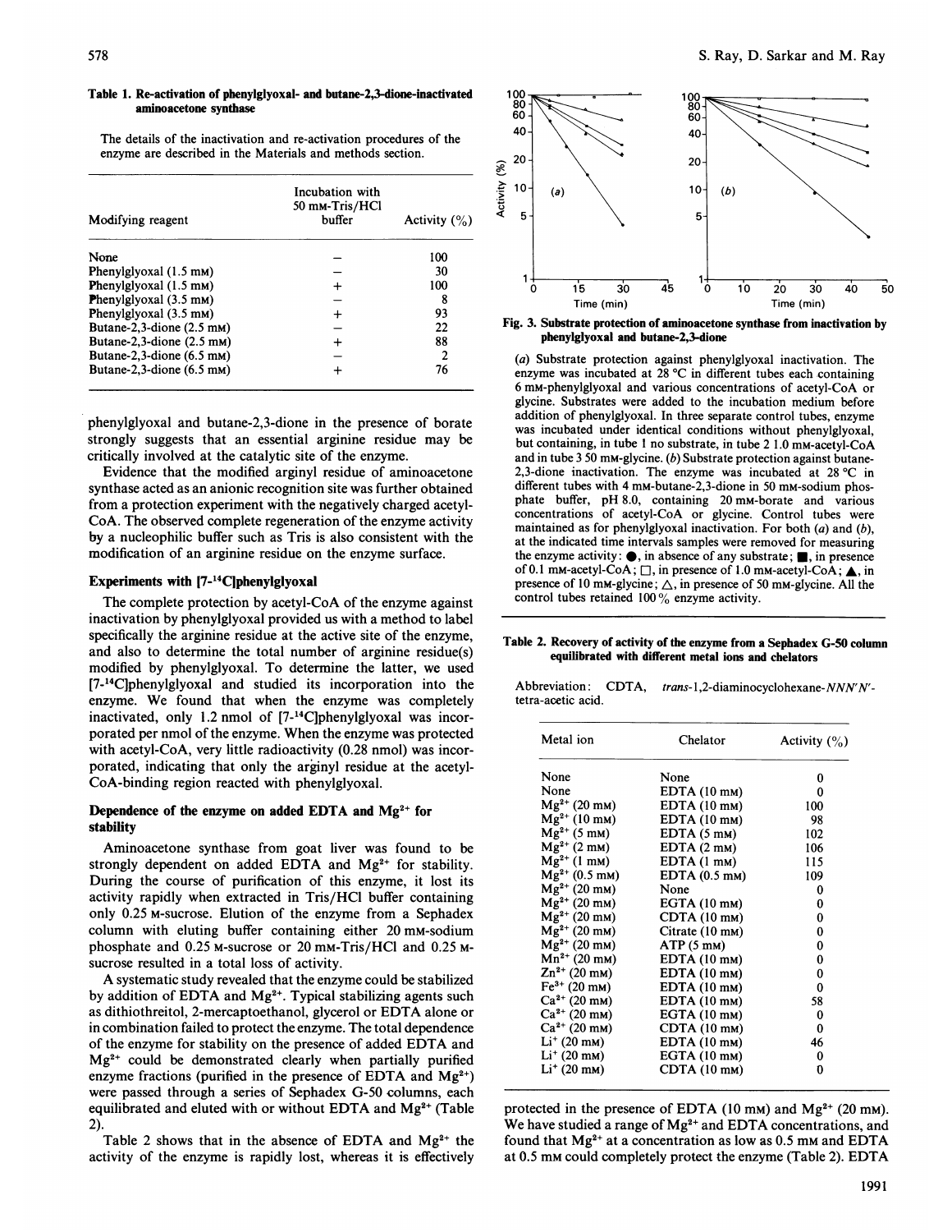**Table 1. Re-activation of phenylglyoxal- and butane-2,3-dione-inactivated aminoacetone synthase**

The details of the inactivation and re-activation procedures of the enzyme are described in the Materials and methods section.

| Modifying reagent | Incubation with 50 mM-Tris/HCl buffer | Activity (%) |
|---|---|---|
| None | – | 100 |
| Phenylglyoxal (1.5 mM) | – | 30 |
| Phenylglyoxal (1.5 mM) | + | 100 |
| Phenylglyoxal (3.5 mM) | – | 8 |
| Phenylglyoxal (3.5 mM) | + | 93 |
| Butane-2,3-dione (2.5 mM) | – | 22 |
| Butane-2,3-dione (2.5 mM) | + | 88 |
| Butane-2,3-dione (6.5 mM) | – | 2 |
| Butane-2,3-dione (6.5 mM) | + | 76 |

phenylglyoxal and butane-2,3-dione in the presence of borate strongly suggests that an essential arginine residue may be critically involved at the catalytic site of the enzyme.

Evidence that the modified arginyl residue of aminoacetone synthase acted as an anionic recognition site was further obtained from a protection experiment with the negatively charged acetyl-CoA. The observed complete regeneration of the enzyme activity by a nucleophilic buffer such as Tris is also consistent with the modification of an arginine residue on the enzyme surface.

### Experiments with [7-$^{14}$C]phenylglyoxal

The complete protection by acetyl-CoA of the enzyme against inactivation by phenylglyoxal provided us with a method to label specifically the arginine residue at the active site of the enzyme, and also to determine the total number of arginine residue(s) modified by phenylglyoxal. To determine the latter, we used [7-$^{14}$C]phenylglyoxal and studied its incorporation into the enzyme. We found that when the enzyme was completely inactivated, only 1.2 nmol of [7-$^{14}$C]phenylglyoxal was incorporated per nmol of the enzyme. When the enzyme was protected with acetyl-CoA, very little radioactivity (0.28 nmol) was incorporated, indicating that only the arginyl residue at the acetyl-CoA-binding region reacted with phenylglyoxal.

### Dependence of the enzyme on added EDTA and $Mg^{2+}$ for stability

Aminoacetone synthase from goat liver was found to be strongly dependent on added EDTA and $Mg^{2+}$ for stability. During the course of purification of this enzyme, it lost its activity rapidly when extracted in Tris/HCl buffer containing only 0.25 M-sucrose. Elution of the enzyme from a Sephadex column with eluting buffer containing either 20 mM-sodium phosphate and 0.25 M-sucrose or 20 mM-Tris/HCl and 0.25 M-sucrose resulted in a total loss of activity.

A systematic study revealed that the enzyme could be stabilized by addition of EDTA and $Mg^{2+}$. Typical stabilizing agents such as dithiothreitol, 2-mercaptoethanol, glycerol or EDTA alone or in combination failed to protect the enzyme. The total dependence of the enzyme for stability on the presence of added EDTA and $Mg^{2+}$ could be demonstrated clearly when partially purified enzyme fractions (purified in the presence of EDTA and $Mg^{2+}$) were passed through a series of Sephadex G-50 columns, each equilibrated and eluted with or without EDTA and $Mg^{2+}$ (Table 2).

Table 2 shows that in the absence of EDTA and $Mg^{2+}$ the activity of the enzyme is rapidly lost, whereas it is effectively protected in the presence of EDTA (10 mM) and $Mg^{2+}$ (20 mM). We have studied a range of $Mg^{2+}$ and EDTA concentrations, and found that $Mg^{2+}$ at a concentration as low as 0.5 mM and EDTA at 0.5 mM could completely protect the enzyme (Table 2). EDTA

**Fig. 3. Substrate protection of aminoacetone synthase from inactivation by phenylglyoxal and butane-2,3-dione**

(*a*) Substrate protection against phenylglyoxal inactivation. The enzyme was incubated at 28 °C in different tubes each containing 6 mM-phenylglyoxal and various concentrations of acetyl-CoA or glycine. Substrates were added to the incubation medium before addition of phenylglyoxal. In three separate control tubes, enzyme was incubated under identical conditions without phenylglyoxal, but containing, in tube 1 no substrate, in tube 2 1.0 mM-acetyl-CoA and in tube 3 50 mM-glycine. (*b*) Substrate protection against butane-2,3-dione inactivation. The enzyme was incubated at 28 °C in different tubes with 4 mM-butane-2,3-dione in 50 mM-sodium phosphate buffer, pH 8.0, containing 20 mM-borate and various concentrations of acetyl-CoA or glycine. Control tubes were maintained as for phenylglyoxal inactivation. For both (*a*) and (*b*), at the indicated time intervals samples were removed for measuring the enzyme activity: ●, in absence of any substrate; ■, in presence of 0.1 mM-acetyl-CoA; □, in presence of 1.0 mM-acetyl-CoA; ▲, in presence of 10 mM-glycine; △, in presence of 50 mM-glycine. All the control tubes retained 100 % enzyme activity.

**Table 2. Recovery of activity of the enzyme from a Sephadex G-50 column equilibrated with different metal ions and chelators**

Abbreviation: CDTA, *trans*-1,2-diaminocyclohexane-*NNN'N'*-tetra-acetic acid.

| Metal ion | Chelator | Activity (%) |
|---|---|---|
| None | None | 0 |
| None | EDTA (10 mM) | 0 |
| $Mg^{2+}$ (20 mM) | EDTA (10 mM) | 100 |
| $Mg^{2+}$ (10 mM) | EDTA (10 mM) | 98 |
| $Mg^{2+}$ (5 mM) | EDTA (5 mM) | 102 |
| $Mg^{2+}$ (2 mM) | EDTA (2 mM) | 106 |
| $Mg^{2+}$ (1 mM) | EDTA (1 mM) | 115 |
| $Mg^{2+}$ (0.5 mM) | EDTA (0.5 mM) | 109 |
| $Mg^{2+}$ (20 mM) | None | 0 |
| $Mg^{2+}$ (20 mM) | EGTA (10 mM) | 0 |
| $Mg^{2+}$ (20 mM) | CDTA (10 mM) | 0 |
| $Mg^{2+}$ (20 mM) | Citrate (10 mM) | 0 |
| $Mg^{2+}$ (20 mM) | ATP (5 mM) | 0 |
| $Mn^{2+}$ (20 mM) | EDTA (10 mM) | 0 |
| $Zn^{2+}$ (20 mM) | EDTA (10 mM) | 0 |
| $Fe^{3+}$ (20 mM) | EDTA (10 mM) | 0 |
| $Ca^{2+}$ (20 mM) | EDTA (10 mM) | 58 |
| $Ca^{2+}$ (20 mM) | EGTA (10 mM) | 0 |
| $Ca^{2+}$ (20 mM) | CDTA (10 mM) | 0 |
| $Li^{+}$ (20 mM) | EDTA (10 mM) | 46 |
| $Li^{+}$ (20 mM) | EGTA (10 mM) | 0 |
| $Li^{+}$ (20 mM) | CDTA (10 mM) | 0 |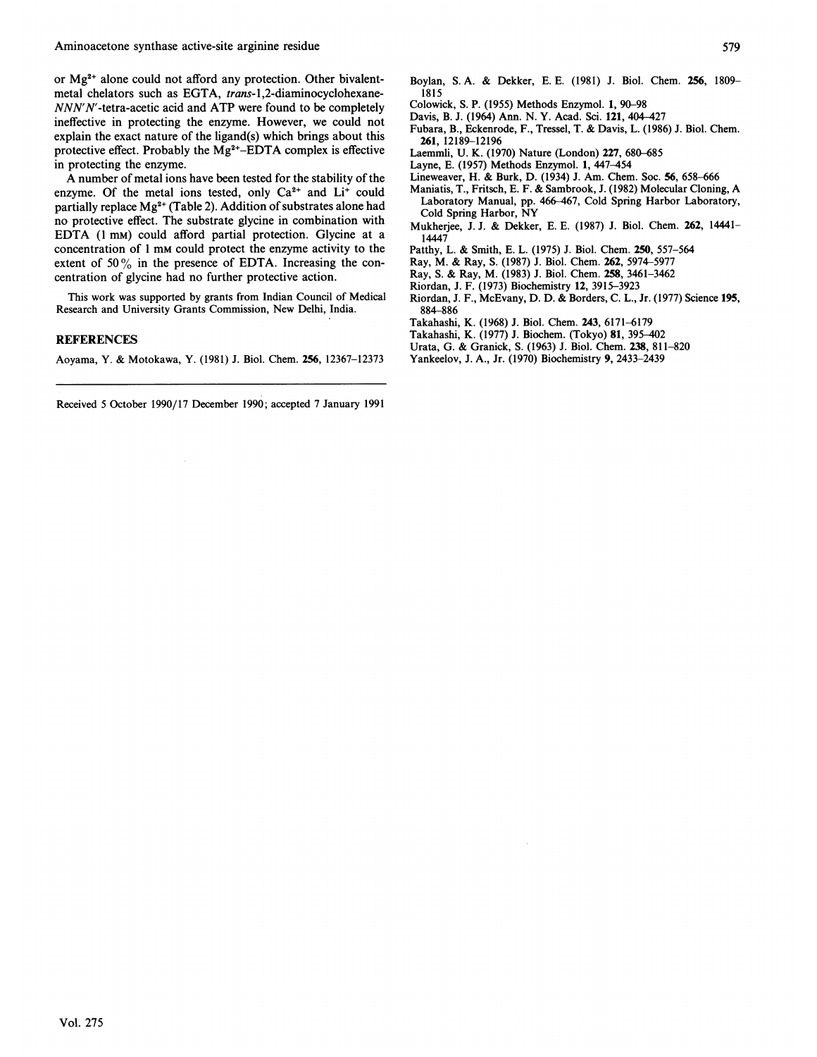or $Mg^{2+}$ alone could not afford any protection. Other bivalent-metal chelators such as EGTA, *trans*-1,2-diaminocyclohexane-*NNN'N'*-tetra-acetic acid and ATP were found to be completely ineffective in protecting the enzyme. However, we could not explain the exact nature of the ligand(s) which brings about this protective effect. Probably the $Mg^{2+}$–EDTA complex is effective in protecting the enzyme.

A number of metal ions have been tested for the stability of the enzyme. Of the metal ions tested, only $Ca^{2+}$ and $Li^{+}$ could partially replace $Mg^{2+}$ (Table 2). Addition of substrates alone had no protective effect. The substrate glycine in combination with EDTA (1 mM) could afford partial protection. Glycine at a concentration of 1 mM could protect the enzyme activity to the extent of 50% in the presence of EDTA. Increasing the concentration of glycine had no further protective action.

This work was supported by grants from Indian Council of Medical Research and University Grants Commission, New Delhi, India.

## REFERENCES

Aoyama, Y. & Motokawa, Y. (1981) J. Biol. Chem. **256**, 12367–12373

Boylan, S. A. & Dekker, E. E. (1981) J. Biol. Chem. **256**, 1809–1815

Colowick, S. P. (1955) Methods Enzymol. **1**, 90–98

Davis, B. J. (1964) Ann. N. Y. Acad. Sci. **121**, 404–427

Fubara, B., Eckenrode, F., Tressel, T. & Davis, L. (1986) J. Biol. Chem. **261**, 12189–12196

Laemmli, U. K. (1970) Nature (London) **227**, 680–685

Layne, E. (1957) Methods Enzymol. **1**, 447–454

Lineweaver, H. & Burk, D. (1934) J. Am. Chem. Soc. **56**, 658–666

Maniatis, T., Fritsch, E. F. & Sambrook, J. (1982) Molecular Cloning, A Laboratory Manual, pp. 466–467, Cold Spring Harbor Laboratory, Cold Spring Harbor, NY

Mukherjee, J. J. & Dekker, E. E. (1987) J. Biol. Chem. **262**, 14441–14447

Patthy, L. & Smith, E. L. (1975) J. Biol. Chem. **250**, 557–564

Ray, M. & Ray, S. (1987) J. Biol. Chem. **262**, 5974–5977

Ray, S. & Ray, M. (1983) J. Biol. Chem. **258**, 3461–3462

Riordan, J. F. (1973) Biochemistry **12**, 3915–3923

Riordan, J. F., McEvany, D. D. & Borders, C. L., Jr. (1977) Science **195**, 884–886

Takahashi, K. (1968) J. Biol. Chem. **243**, 6171–6179

Takahashi, K. (1977) J. Biochem. (Tokyo) **81**, 395–402

Urata, G. & Granick, S. (1963) J. Biol. Chem. **238**, 811–820

Yankeelov, J. A., Jr. (1970) Biochemistry **9**, 2433–2439

Received 5 October 1990/17 December 1990; accepted 7 January 1991